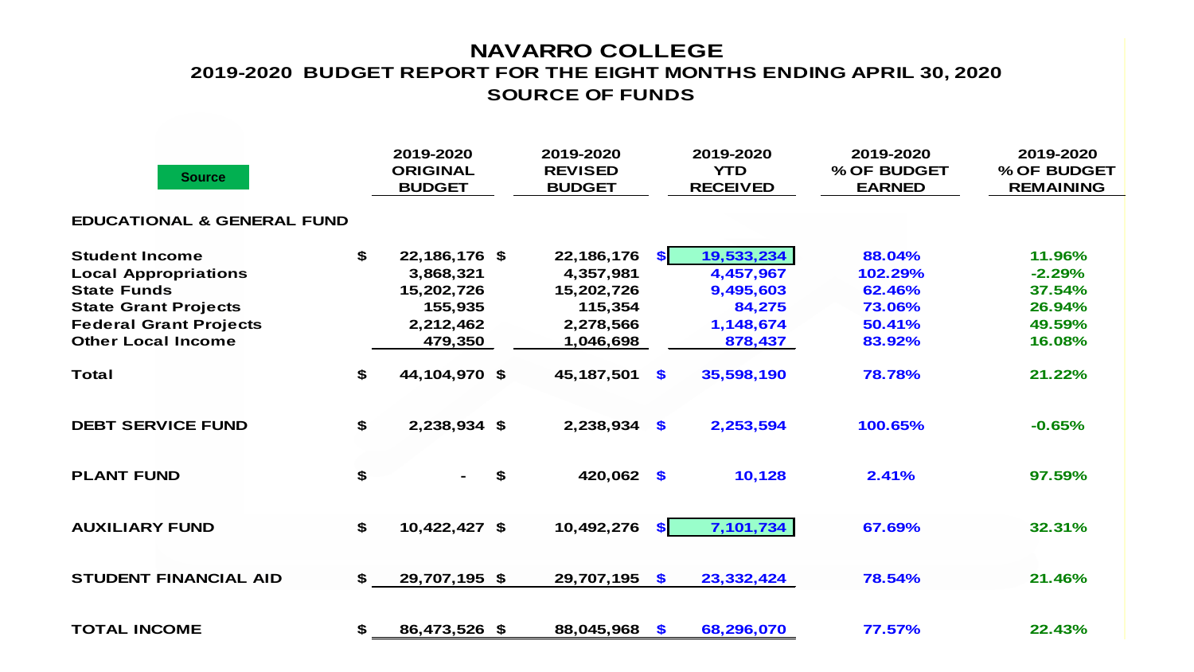# NAVARRO COLLEGE

## 2019-2020 BUDGET REPORT FOR THE EIGHT MONTHS ENDING APRIL 30, 2020

## SOURCE OF FUNDS

| Source | 2019-2020 ORIGINAL BUDGET | 2019-2020 REVISED BUDGET | 2019-2020 YTD RECEIVED | 2019-2020 % OF BUDGET EARNED | 2019-2020 % OF BUDGET REMAINING |
|---|---|---|---|---|---|
| **EDUCATIONAL & GENERAL FUND** | | | | | |
| Student Income | $ 22,186,176 | $ 22,186,176 | $ 19,533,234 | 88.04% | 11.96% |
| Local Appropriations | 3,868,321 | 4,357,981 | 4,457,967 | 102.29% | -2.29% |
| State Funds | 15,202,726 | 15,202,726 | 9,495,603 | 62.46% | 37.54% |
| State Grant Projects | 155,935 | 115,354 | 84,275 | 73.06% | 26.94% |
| Federal Grant Projects | 2,212,462 | 2,278,566 | 1,148,674 | 50.41% | 49.59% |
| Other Local Income | 479,350 | 1,046,698 | 878,437 | 83.92% | 16.08% |
| **Total** | $ 44,104,970 | $ 45,187,501 | $ 35,598,190 | 78.78% | 21.22% |
| **DEBT SERVICE FUND** | $ 2,238,934 | $ 2,238,934 | $ 2,253,594 | 100.65% | -0.65% |
| **PLANT FUND** | $ - | $ 420,062 | $ 10,128 | 2.41% | 97.59% |
| **AUXILIARY FUND** | $ 10,422,427 | $ 10,492,276 | $ 7,101,734 | 67.69% | 32.31% |
| **STUDENT FINANCIAL AID** | $ 29,707,195 | $ 29,707,195 | $ 23,332,424 | 78.54% | 21.46% |
| **TOTAL INCOME** | $ 86,473,526 | $ 88,045,968 | $ 68,296,070 | 77.57% | 22.43% |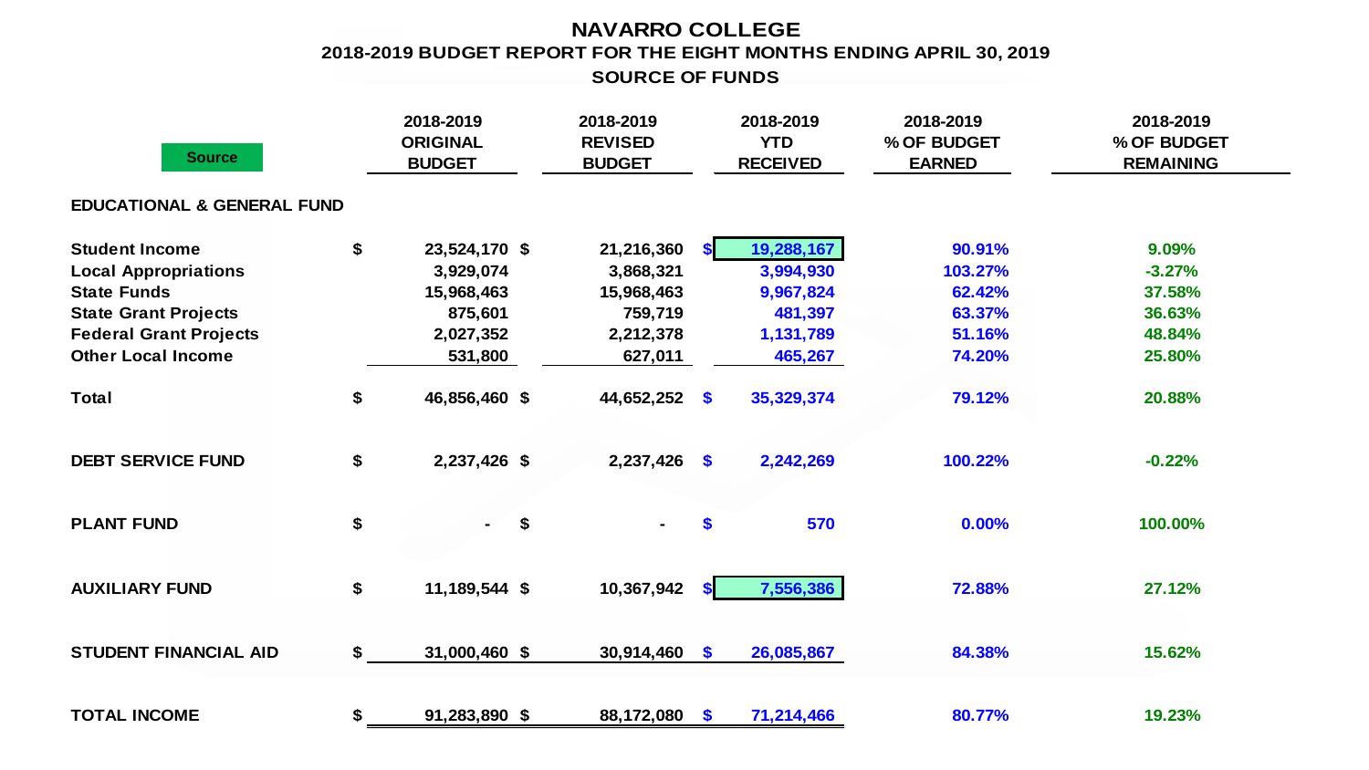# NAVARRO COLLEGE

## 2018-2019 BUDGET REPORT FOR THE EIGHT MONTHS ENDING APRIL 30, 2019

### SOURCE OF FUNDS

| Source | 2018-2019 ORIGINAL BUDGET | 2018-2019 REVISED BUDGET | 2018-2019 YTD RECEIVED | 2018-2019 % OF BUDGET EARNED | 2018-2019 % OF BUDGET REMAINING |
|---|---|---|---|---|---|
| **EDUCATIONAL & GENERAL FUND** | | | | | |
| **Student Income** | $ 23,524,170 | $ 21,216,360 | $ 19,288,167 | 90.91% | 9.09% |
| **Local Appropriations** | 3,929,074 | 3,868,321 | 3,994,930 | 103.27% | -3.27% |
| **State Funds** | 15,968,463 | 15,968,463 | 9,967,824 | 62.42% | 37.58% |
| **State Grant Projects** | 875,601 | 759,719 | 481,397 | 63.37% | 36.63% |
| **Federal Grant Projects** | 2,027,352 | 2,212,378 | 1,131,789 | 51.16% | 48.84% |
| **Other Local Income** | 531,800 | 627,011 | 465,267 | 74.20% | 25.80% |
| **Total** | $ 46,856,460 | $ 44,652,252 | $ 35,329,374 | 79.12% | 20.88% |
| **DEBT SERVICE FUND** | $ 2,237,426 | $ 2,237,426 | $ 2,242,269 | 100.22% | -0.22% |
| **PLANT FUND** | $ - | $ - | $ 570 | 0.00% | 100.00% |
| **AUXILIARY FUND** | $ 11,189,544 | $ 10,367,942 | $ 7,556,386 | 72.88% | 27.12% |
| **STUDENT FINANCIAL AID** | $ 31,000,460 | $ 30,914,460 | $ 26,085,867 | 84.38% | 15.62% |
| **TOTAL INCOME** | $ 91,283,890 | $ 88,172,080 | $ 71,214,466 | 80.77% | 19.23% |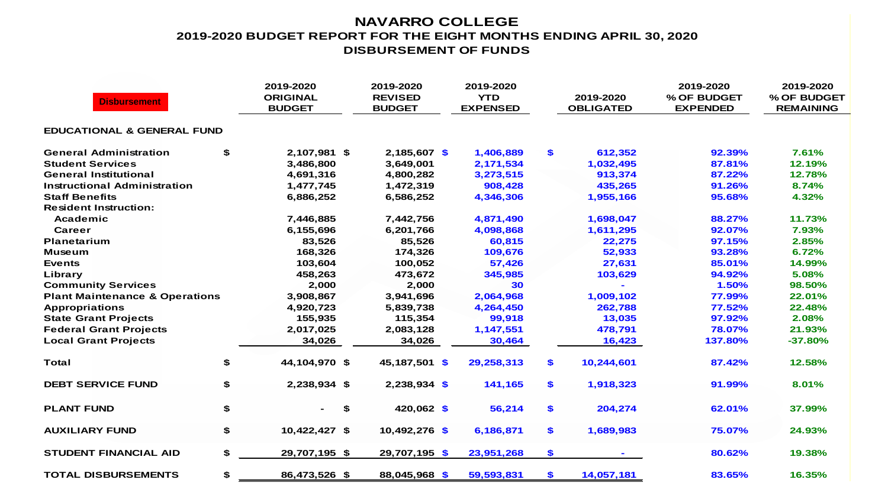# NAVARRO COLLEGE

## 2019-2020 BUDGET REPORT FOR THE EIGHT MONTHS ENDING APRIL 30, 2020

## DISBURSEMENT OF FUNDS

| Disbursement | 2019-2020 ORIGINAL BUDGET | 2019-2020 REVISED BUDGET | 2019-2020 YTD EXPENSED | 2019-2020 OBLIGATED | 2019-2020 % OF BUDGET EXPENDED | 2019-2020 % OF BUDGET REMAINING |
|---|---|---|---|---|---|---|
| **EDUCATIONAL & GENERAL FUND** | | | | | | |
| General Administration | $ 2,107,981 | $ 2,185,607 | $ 1,406,889 | $ 612,352 | 92.39% | 7.61% |
| Student Services | 3,486,800 | 3,649,001 | 2,171,534 | 1,032,495 | 87.81% | 12.19% |
| General Institutional | 4,691,316 | 4,800,282 | 3,273,515 | 913,374 | 87.22% | 12.78% |
| Instructional Administration | 1,477,745 | 1,472,319 | 908,428 | 435,265 | 91.26% | 8.74% |
| Staff Benefits | 6,886,252 | 6,586,252 | 4,346,306 | 1,955,166 | 95.68% | 4.32% |
| Resident Instruction: | | | | | | |
| Academic | 7,446,885 | 7,442,756 | 4,871,490 | 1,698,047 | 88.27% | 11.73% |
| Career | 6,155,696 | 6,201,766 | 4,098,868 | 1,611,295 | 92.07% | 7.93% |
| Planetarium | 83,526 | 85,526 | 60,815 | 22,275 | 97.15% | 2.85% |
| Museum | 168,326 | 174,326 | 109,676 | 52,933 | 93.28% | 6.72% |
| Events | 103,604 | 100,052 | 57,426 | 27,631 | 85.01% | 14.99% |
| Library | 458,263 | 473,672 | 345,985 | 103,629 | 94.92% | 5.08% |
| Community Services | 2,000 | 2,000 | 30 | - | 1.50% | 98.50% |
| Plant Maintenance & Operations | 3,908,867 | 3,941,696 | 2,064,968 | 1,009,102 | 77.99% | 22.01% |
| Appropriations | 4,920,723 | 5,839,738 | 4,264,450 | 262,788 | 77.52% | 22.48% |
| State Grant Projects | 155,935 | 115,354 | 99,918 | 13,035 | 97.92% | 2.08% |
| Federal Grant Projects | 2,017,025 | 2,083,128 | 1,147,551 | 478,791 | 78.07% | 21.93% |
| Local Grant Projects | 34,026 | 34,026 | 30,464 | 16,423 | 137.80% | -37.80% |
| **Total** | $ 44,104,970 | $ 45,187,501 | $ 29,258,313 | $ 10,244,601 | 87.42% | 12.58% |
| **DEBT SERVICE FUND** | $ 2,238,934 | $ 2,238,934 | $ 141,165 | $ 1,918,323 | 91.99% | 8.01% |
| **PLANT FUND** | $ - | $ 420,062 | $ 56,214 | $ 204,274 | 62.01% | 37.99% |
| **AUXILIARY FUND** | $ 10,422,427 | $ 10,492,276 | $ 6,186,871 | $ 1,689,983 | 75.07% | 24.93% |
| **STUDENT FINANCIAL AID** | $ 29,707,195 | $ 29,707,195 | $ 23,951,268 | $ - | 80.62% | 19.38% |
| **TOTAL DISBURSEMENTS** | $ 86,473,526 | $ 88,045,968 | $ 59,593,831 | $ 14,057,181 | 83.65% | 16.35% |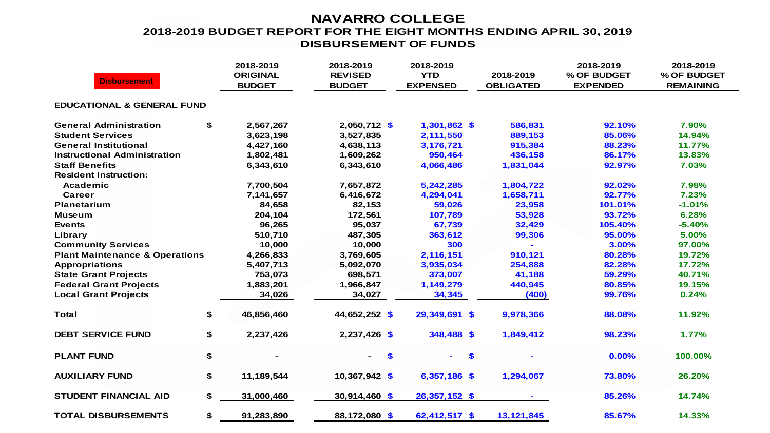# NAVARRO COLLEGE

## 2018-2019 BUDGET REPORT FOR THE EIGHT MONTHS ENDING APRIL 30, 2019

## DISBURSEMENT OF FUNDS

| Disbursement | | 2018-2019 ORIGINAL BUDGET | 2018-2019 REVISED BUDGET | | 2018-2019 YTD EXPENSED | | 2018-2019 OBLIGATED | 2018-2019 % OF BUDGET EXPENDED | 2018-2019 % OF BUDGET REMAINING |
|---|---|---|---|---|---|---|---|---|---|
| **EDUCATIONAL & GENERAL FUND** | | | | | | | | | |
| General Administration | $ | 2,567,267 | 2,050,712 | $ | 1,301,862 | $ | 586,831 | 92.10% | 7.90% |
| Student Services | | 3,623,198 | 3,527,835 | | 2,111,550 | | 889,153 | 85.06% | 14.94% |
| General Institutional | | 4,427,160 | 4,638,113 | | 3,176,721 | | 915,384 | 88.23% | 11.77% |
| Instructional Administration | | 1,802,481 | 1,609,262 | | 950,464 | | 436,158 | 86.17% | 13.83% |
| Staff Benefits | | 6,343,610 | 6,343,610 | | 4,066,486 | | 1,831,044 | 92.97% | 7.03% |
| Resident Instruction: | | | | | | | | | |
| Academic | | 7,700,504 | 7,657,872 | | 5,242,285 | | 1,804,722 | 92.02% | 7.98% |
| Career | | 7,141,657 | 6,416,672 | | 4,294,041 | | 1,658,711 | 92.77% | 7.23% |
| Planetarium | | 84,658 | 82,153 | | 59,026 | | 23,958 | 101.01% | -1.01% |
| Museum | | 204,104 | 172,561 | | 107,789 | | 53,928 | 93.72% | 6.28% |
| Events | | 96,265 | 95,037 | | 67,739 | | 32,429 | 105.40% | -5.40% |
| Library | | 510,710 | 487,305 | | 363,612 | | 99,306 | 95.00% | 5.00% |
| Community Services | | 10,000 | 10,000 | | 300 | | - | 3.00% | 97.00% |
| Plant Maintenance & Operations | | 4,266,833 | 3,769,605 | | 2,116,151 | | 910,121 | 80.28% | 19.72% |
| Appropriations | | 5,407,713 | 5,092,070 | | 3,935,034 | | 254,888 | 82.28% | 17.72% |
| State Grant Projects | | 753,073 | 698,571 | | 373,007 | | 41,188 | 59.29% | 40.71% |
| Federal Grant Projects | | 1,883,201 | 1,966,847 | | 1,149,279 | | 440,945 | 80.85% | 19.15% |
| Local Grant Projects | | 34,026 | 34,027 | | 34,345 | | (400) | 99.76% | 0.24% |
| **Total** | $ | 46,856,460 | 44,652,252 | $ | 29,349,691 | $ | 9,978,366 | 88.08% | 11.92% |
| **DEBT SERVICE FUND** | $ | 2,237,426 | 2,237,426 | $ | 348,488 | $ | 1,849,412 | 98.23% | 1.77% |
| **PLANT FUND** | $ | - | - | $ | - | $ | - | 0.00% | 100.00% |
| **AUXILIARY FUND** | $ | 11,189,544 | 10,367,942 | $ | 6,357,186 | $ | 1,294,067 | 73.80% | 26.20% |
| **STUDENT FINANCIAL AID** | $ | 31,000,460 | 30,914,460 | $ | 26,357,152 | $ | - | 85.26% | 14.74% |
| **TOTAL DISBURSEMENTS** | $ | 91,283,890 | 88,172,080 | $ | 62,412,517 | $ | 13,121,845 | 85.67% | 14.33% |